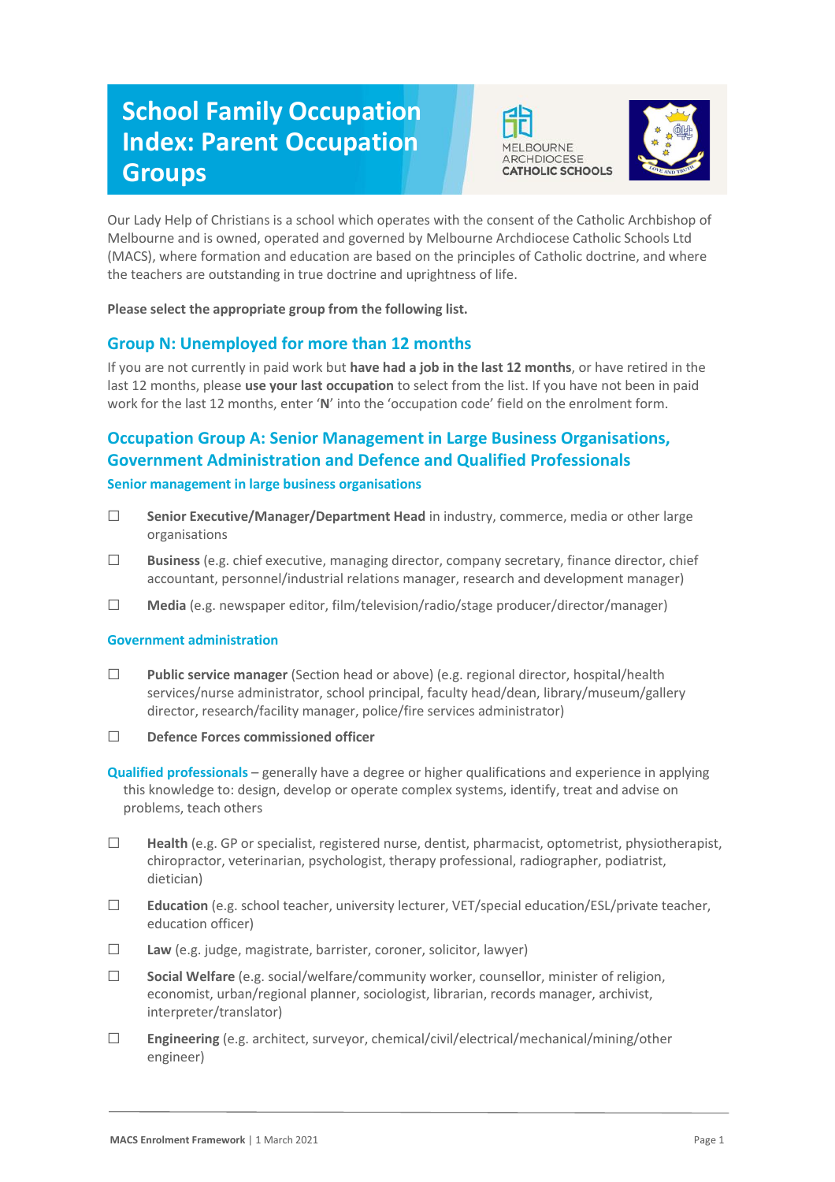# School Family Occupation Index: Parent Occupation Groups

MELBOURNE ARCHDIOCESE CATHOLIC SCHOOLS

Our Lady Help of Christians is a school which operates with the consent of the Catholic Archbishop of Melbourne and is owned, operated and governed by Melbourne Archdiocese Catholic Schools Ltd (MACS), where formation and education are based on the principles of Catholic doctrine, and where the teachers are outstanding in true doctrine and uprightness of life.

**Please select the appropriate group from the following list.**

## Group N: Unemployed for more than 12 months

If you are not currently in paid work but **have had a job in the last 12 months**, or have retired in the last 12 months, please **use your last occupation** to select from the list. If you have not been in paid work for the last 12 months, enter '**N**' into the 'occupation code' field on the enrolment form.

## Occupation Group A: Senior Management in Large Business Organisations, Government Administration and Defence and Qualified Professionals

### Senior management in large business organisations

- ☐ **Senior Executive/Manager/Department Head** in industry, commerce, media or other large organisations
- ☐ **Business** (e.g. chief executive, managing director, company secretary, finance director, chief accountant, personnel/industrial relations manager, research and development manager)
- ☐ **Media** (e.g. newspaper editor, film/television/radio/stage producer/director/manager)

### Government administration

- ☐ **Public service manager** (Section head or above) (e.g. regional director, hospital/health services/nurse administrator, school principal, faculty head/dean, library/museum/gallery director, research/facility manager, police/fire services administrator)
- ☐ **Defence Forces commissioned officer**

### Qualified professionals – generally have a degree or higher qualifications and experience in applying this knowledge to: design, develop or operate complex systems, identify, treat and advise on problems, teach others

- ☐ **Health** (e.g. GP or specialist, registered nurse, dentist, pharmacist, optometrist, physiotherapist, chiropractor, veterinarian, psychologist, therapy professional, radiographer, podiatrist, dietician)
- ☐ **Education** (e.g. school teacher, university lecturer, VET/special education/ESL/private teacher, education officer)
- ☐ **Law** (e.g. judge, magistrate, barrister, coroner, solicitor, lawyer)
- ☐ **Social Welfare** (e.g. social/welfare/community worker, counsellor, minister of religion, economist, urban/regional planner, sociologist, librarian, records manager, archivist, interpreter/translator)
- ☐ **Engineering** (e.g. architect, surveyor, chemical/civil/electrical/mechanical/mining/other engineer)

MACS Enrolment Framework | 1 March 2021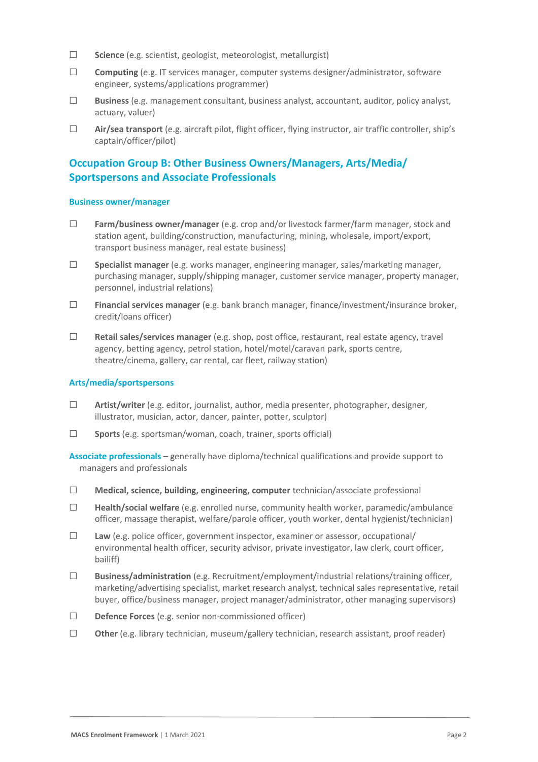- ☐ **Science** (e.g. scientist, geologist, meteorologist, metallurgist)
- ☐ **Computing** (e.g. IT services manager, computer systems designer/administrator, software engineer, systems/applications programmer)
- ☐ **Business** (e.g. management consultant, business analyst, accountant, auditor, policy analyst, actuary, valuer)
- ☐ **Air/sea transport** (e.g. aircraft pilot, flight officer, flying instructor, air traffic controller, ship's captain/officer/pilot)

## Occupation Group B: Other Business Owners/Managers, Arts/Media/ Sportspersons and Associate Professionals

### Business owner/manager

- ☐ **Farm/business owner/manager** (e.g. crop and/or livestock farmer/farm manager, stock and station agent, building/construction, manufacturing, mining, wholesale, import/export, transport business manager, real estate business)
- ☐ **Specialist manager** (e.g. works manager, engineering manager, sales/marketing manager, purchasing manager, supply/shipping manager, customer service manager, property manager, personnel, industrial relations)
- ☐ **Financial services manager** (e.g. bank branch manager, finance/investment/insurance broker, credit/loans officer)
- ☐ **Retail sales/services manager** (e.g. shop, post office, restaurant, real estate agency, travel agency, betting agency, petrol station, hotel/motel/caravan park, sports centre, theatre/cinema, gallery, car rental, car fleet, railway station)

### Arts/media/sportspersons

- ☐ **Artist/writer** (e.g. editor, journalist, author, media presenter, photographer, designer, illustrator, musician, actor, dancer, painter, potter, sculptor)
- ☐ **Sports** (e.g. sportsman/woman, coach, trainer, sports official)

**Associate professionals –** generally have diploma/technical qualifications and provide support to managers and professionals

- ☐ **Medical, science, building, engineering, computer** technician/associate professional
- ☐ **Health/social welfare** (e.g. enrolled nurse, community health worker, paramedic/ambulance officer, massage therapist, welfare/parole officer, youth worker, dental hygienist/technician)
- ☐ **Law** (e.g. police officer, government inspector, examiner or assessor, occupational/ environmental health officer, security advisor, private investigator, law clerk, court officer, bailiff)
- ☐ **Business/administration** (e.g. Recruitment/employment/industrial relations/training officer, marketing/advertising specialist, market research analyst, technical sales representative, retail buyer, office/business manager, project manager/administrator, other managing supervisors)
- ☐ **Defence Forces** (e.g. senior non-commissioned officer)
- ☐ **Other** (e.g. library technician, museum/gallery technician, research assistant, proof reader)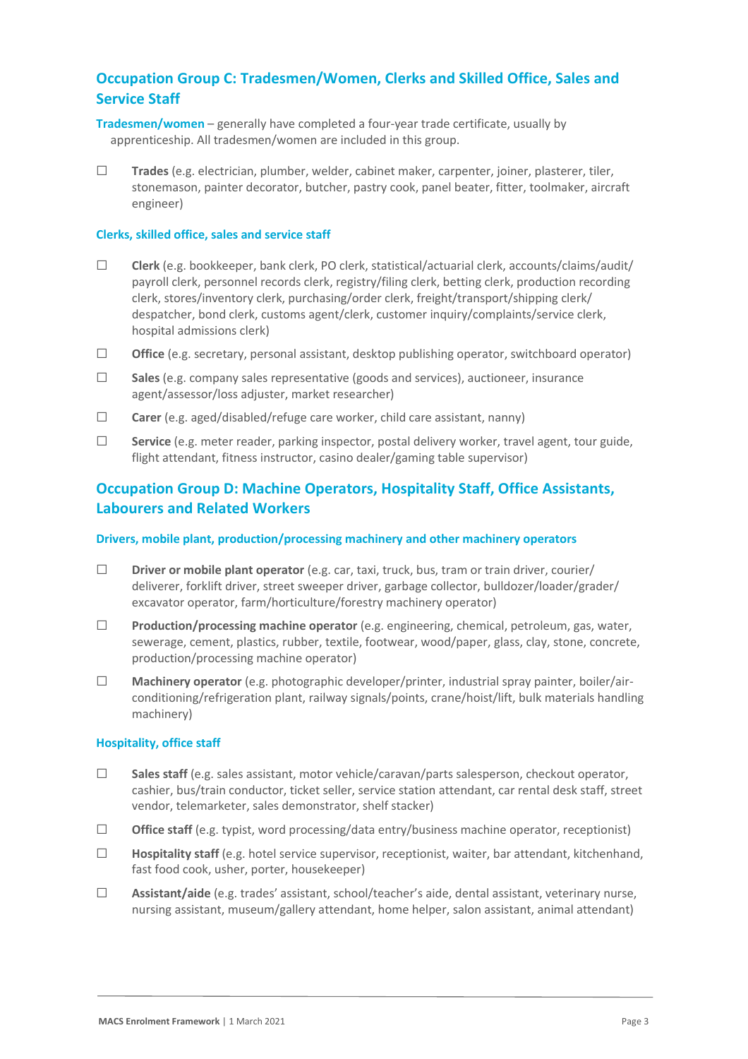## Occupation Group C: Tradesmen/Women, Clerks and Skilled Office, Sales and Service Staff

**Tradesmen/women** – generally have completed a four-year trade certificate, usually by apprenticeship. All tradesmen/women are included in this group.

☐ **Trades** (e.g. electrician, plumber, welder, cabinet maker, carpenter, joiner, plasterer, tiler, stonemason, painter decorator, butcher, pastry cook, panel beater, fitter, toolmaker, aircraft engineer)

### Clerks, skilled office, sales and service staff

☐ **Clerk** (e.g. bookkeeper, bank clerk, PO clerk, statistical/actuarial clerk, accounts/claims/audit/payroll clerk, personnel records clerk, registry/filing clerk, betting clerk, production recording clerk, stores/inventory clerk, purchasing/order clerk, freight/transport/shipping clerk/despatcher, bond clerk, customs agent/clerk, customer inquiry/complaints/service clerk, hospital admissions clerk)

☐ **Office** (e.g. secretary, personal assistant, desktop publishing operator, switchboard operator)

☐ **Sales** (e.g. company sales representative (goods and services), auctioneer, insurance agent/assessor/loss adjuster, market researcher)

☐ **Carer** (e.g. aged/disabled/refuge care worker, child care assistant, nanny)

☐ **Service** (e.g. meter reader, parking inspector, postal delivery worker, travel agent, tour guide, flight attendant, fitness instructor, casino dealer/gaming table supervisor)

## Occupation Group D: Machine Operators, Hospitality Staff, Office Assistants, Labourers and Related Workers

### Drivers, mobile plant, production/processing machinery and other machinery operators

☐ **Driver or mobile plant operator** (e.g. car, taxi, truck, bus, tram or train driver, courier/deliverer, forklift driver, street sweeper driver, garbage collector, bulldozer/loader/grader/excavator operator, farm/horticulture/forestry machinery operator)

☐ **Production/processing machine operator** (e.g. engineering, chemical, petroleum, gas, water, sewerage, cement, plastics, rubber, textile, footwear, wood/paper, glass, clay, stone, concrete, production/processing machine operator)

☐ **Machinery operator** (e.g. photographic developer/printer, industrial spray painter, boiler/air-conditioning/refrigeration plant, railway signals/points, crane/hoist/lift, bulk materials handling machinery)

### Hospitality, office staff

☐ **Sales staff** (e.g. sales assistant, motor vehicle/caravan/parts salesperson, checkout operator, cashier, bus/train conductor, ticket seller, service station attendant, car rental desk staff, street vendor, telemarketer, sales demonstrator, shelf stacker)

☐ **Office staff** (e.g. typist, word processing/data entry/business machine operator, receptionist)

☐ **Hospitality staff** (e.g. hotel service supervisor, receptionist, waiter, bar attendant, kitchenhand, fast food cook, usher, porter, housekeeper)

☐ **Assistant/aide** (e.g. trades' assistant, school/teacher's aide, dental assistant, veterinary nurse, nursing assistant, museum/gallery attendant, home helper, salon assistant, animal attendant)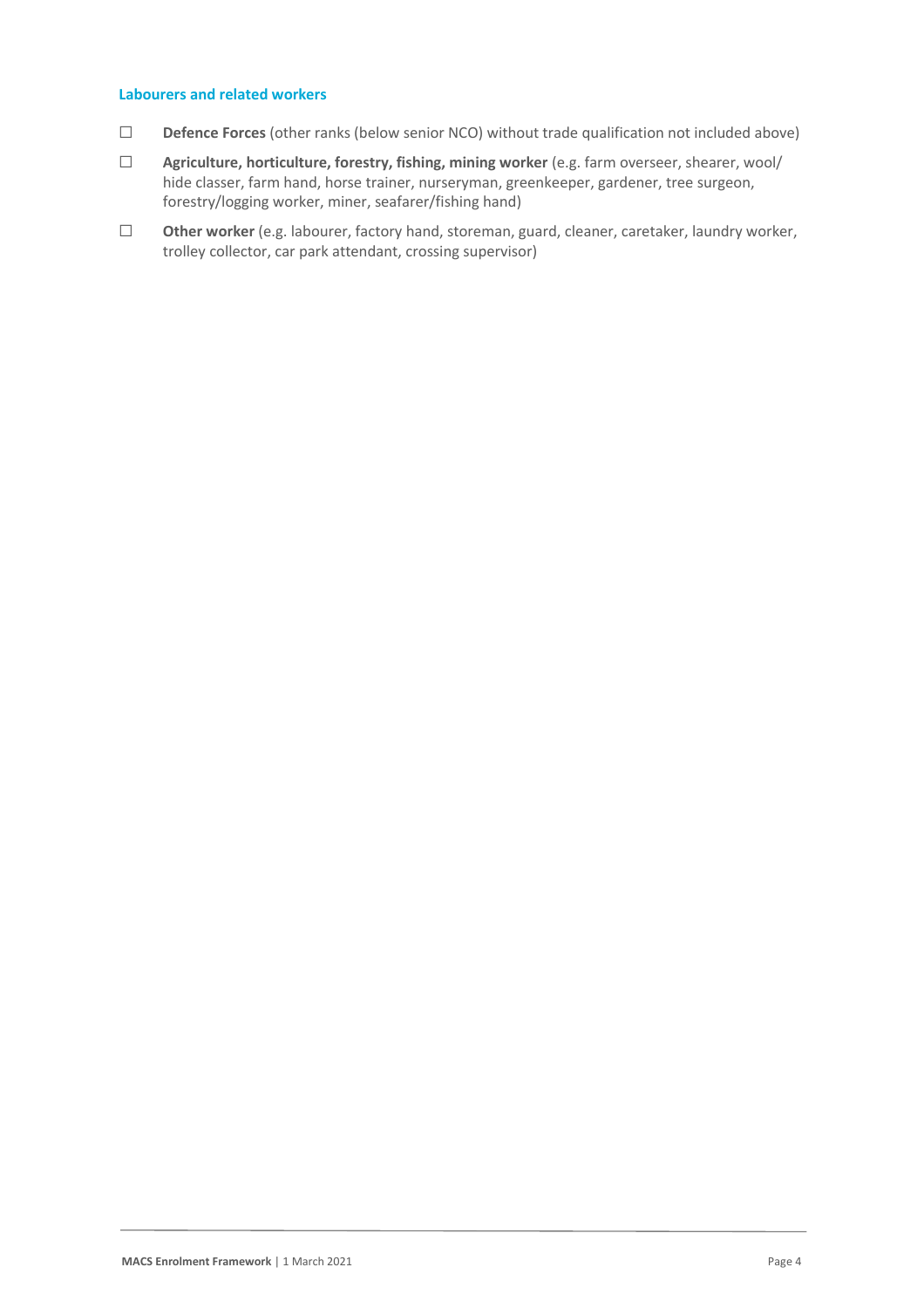### Labourers and related workers

- ☐ **Defence Forces** (other ranks (below senior NCO) without trade qualification not included above)
- ☐ **Agriculture, horticulture, forestry, fishing, mining worker** (e.g. farm overseer, shearer, wool/ hide classer, farm hand, horse trainer, nurseryman, greenkeeper, gardener, tree surgeon, forestry/logging worker, miner, seafarer/fishing hand)
- ☐ **Other worker** (e.g. labourer, factory hand, storeman, guard, cleaner, caretaker, laundry worker, trolley collector, car park attendant, crossing supervisor)